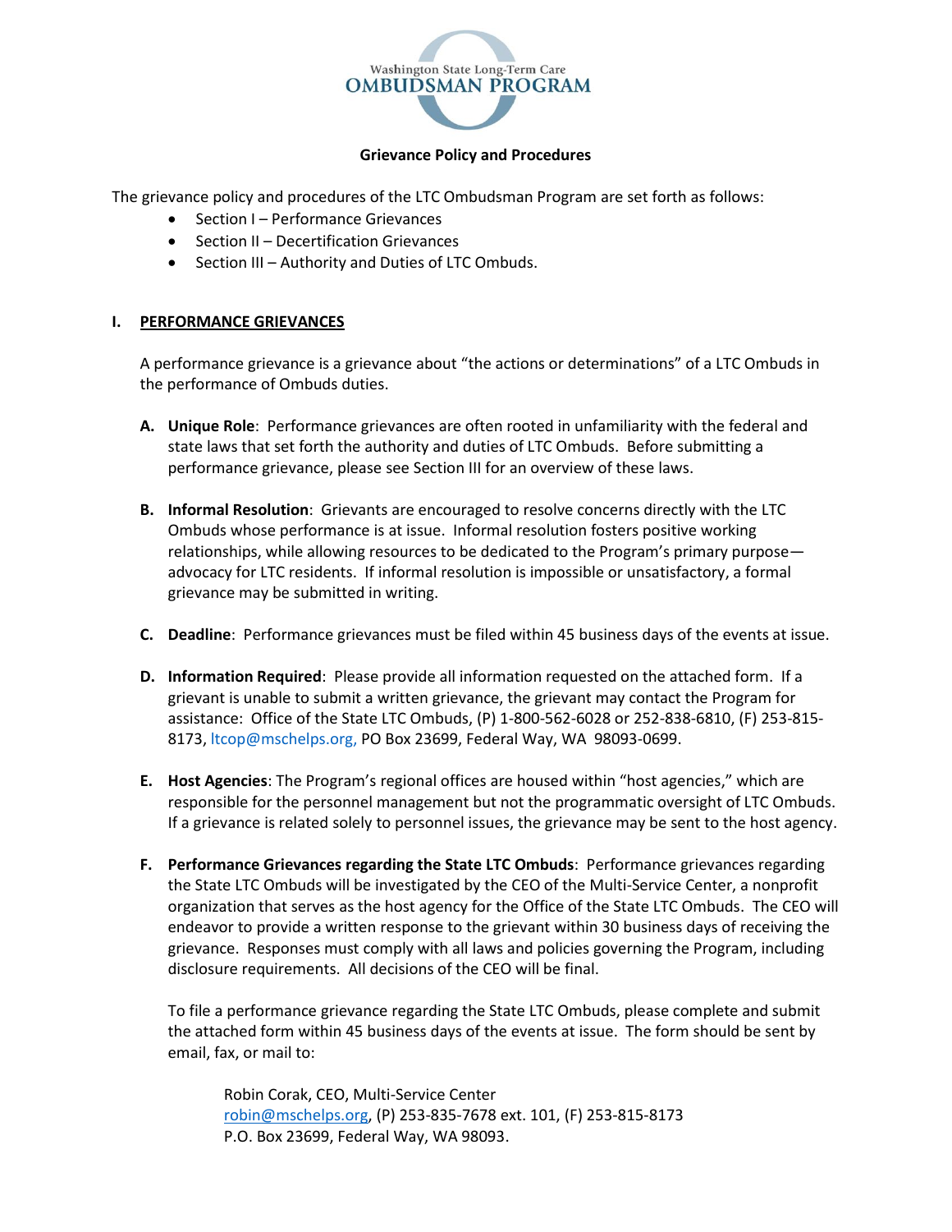Washington State Long-Term Care
OMBUDSMAN PROGRAM

**Grievance Policy and Procedures**

The grievance policy and procedures of the LTC Ombudsman Program are set forth as follows:

- Section I – Performance Grievances
- Section II – Decertification Grievances
- Section III – Authority and Duties of LTC Ombuds.

## I. PERFORMANCE GRIEVANCES

A performance grievance is a grievance about "the actions or determinations" of a LTC Ombuds in the performance of Ombuds duties.

**A. Unique Role**: Performance grievances are often rooted in unfamiliarity with the federal and state laws that set forth the authority and duties of LTC Ombuds. Before submitting a performance grievance, please see Section III for an overview of these laws.

**B. Informal Resolution**: Grievants are encouraged to resolve concerns directly with the LTC Ombuds whose performance is at issue. Informal resolution fosters positive working relationships, while allowing resources to be dedicated to the Program's primary purpose—advocacy for LTC residents. If informal resolution is impossible or unsatisfactory, a formal grievance may be submitted in writing.

**C. Deadline**: Performance grievances must be filed within 45 business days of the events at issue.

**D. Information Required**: Please provide all information requested on the attached form. If a grievant is unable to submit a written grievance, the grievant may contact the Program for assistance: Office of the State LTC Ombuds, (P) 1-800-562-6028 or 252-838-6810, (F) 253-815-8173, ltcop@mschelps.org, PO Box 23699, Federal Way, WA 98093-0699.

**E. Host Agencies**: The Program's regional offices are housed within "host agencies," which are responsible for the personnel management but not the programmatic oversight of LTC Ombuds. If a grievance is related solely to personnel issues, the grievance may be sent to the host agency.

**F. Performance Grievances regarding the State LTC Ombuds**: Performance grievances regarding the State LTC Ombuds will be investigated by the CEO of the Multi-Service Center, a nonprofit organization that serves as the host agency for the Office of the State LTC Ombuds. The CEO will endeavor to provide a written response to the grievant within 30 business days of receiving the grievance. Responses must comply with all laws and policies governing the Program, including disclosure requirements. All decisions of the CEO will be final.

To file a performance grievance regarding the State LTC Ombuds, please complete and submit the attached form within 45 business days of the events at issue. The form should be sent by email, fax, or mail to:

> Robin Corak, CEO, Multi-Service Center
> robin@mschelps.org, (P) 253-835-7678 ext. 101, (F) 253-815-8173
> P.O. Box 23699, Federal Way, WA 98093.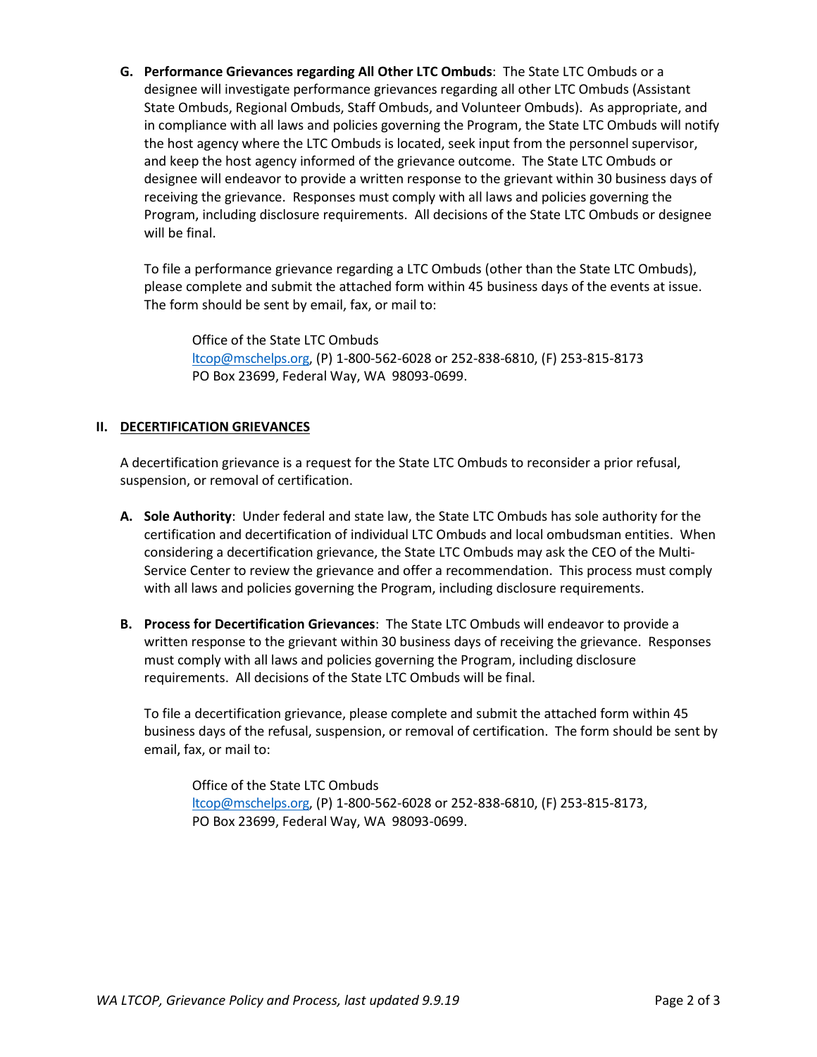**G. Performance Grievances regarding All Other LTC Ombuds**: The State LTC Ombuds or a designee will investigate performance grievances regarding all other LTC Ombuds (Assistant State Ombuds, Regional Ombuds, Staff Ombuds, and Volunteer Ombuds). As appropriate, and in compliance with all laws and policies governing the Program, the State LTC Ombuds will notify the host agency where the LTC Ombuds is located, seek input from the personnel supervisor, and keep the host agency informed of the grievance outcome. The State LTC Ombuds or designee will endeavor to provide a written response to the grievant within 30 business days of receiving the grievance. Responses must comply with all laws and policies governing the Program, including disclosure requirements. All decisions of the State LTC Ombuds or designee will be final.

To file a performance grievance regarding a LTC Ombuds (other than the State LTC Ombuds), please complete and submit the attached form within 45 business days of the events at issue. The form should be sent by email, fax, or mail to:

> Office of the State LTC Ombuds
> ltcop@mschelps.org, (P) 1-800-562-6028 or 252-838-6810, (F) 253-815-8173
> PO Box 23699, Federal Way, WA 98093-0699.

## II. DECERTIFICATION GRIEVANCES

A decertification grievance is a request for the State LTC Ombuds to reconsider a prior refusal, suspension, or removal of certification.

**A. Sole Authority**: Under federal and state law, the State LTC Ombuds has sole authority for the certification and decertification of individual LTC Ombuds and local ombudsman entities. When considering a decertification grievance, the State LTC Ombuds may ask the CEO of the Multi-Service Center to review the grievance and offer a recommendation. This process must comply with all laws and policies governing the Program, including disclosure requirements.

**B. Process for Decertification Grievances**: The State LTC Ombuds will endeavor to provide a written response to the grievant within 30 business days of receiving the grievance. Responses must comply with all laws and policies governing the Program, including disclosure requirements. All decisions of the State LTC Ombuds will be final.

To file a decertification grievance, please complete and submit the attached form within 45 business days of the refusal, suspension, or removal of certification. The form should be sent by email, fax, or mail to:

> Office of the State LTC Ombuds
> ltcop@mschelps.org, (P) 1-800-562-6028 or 252-838-6810, (F) 253-815-8173,
> PO Box 23699, Federal Way, WA 98093-0699.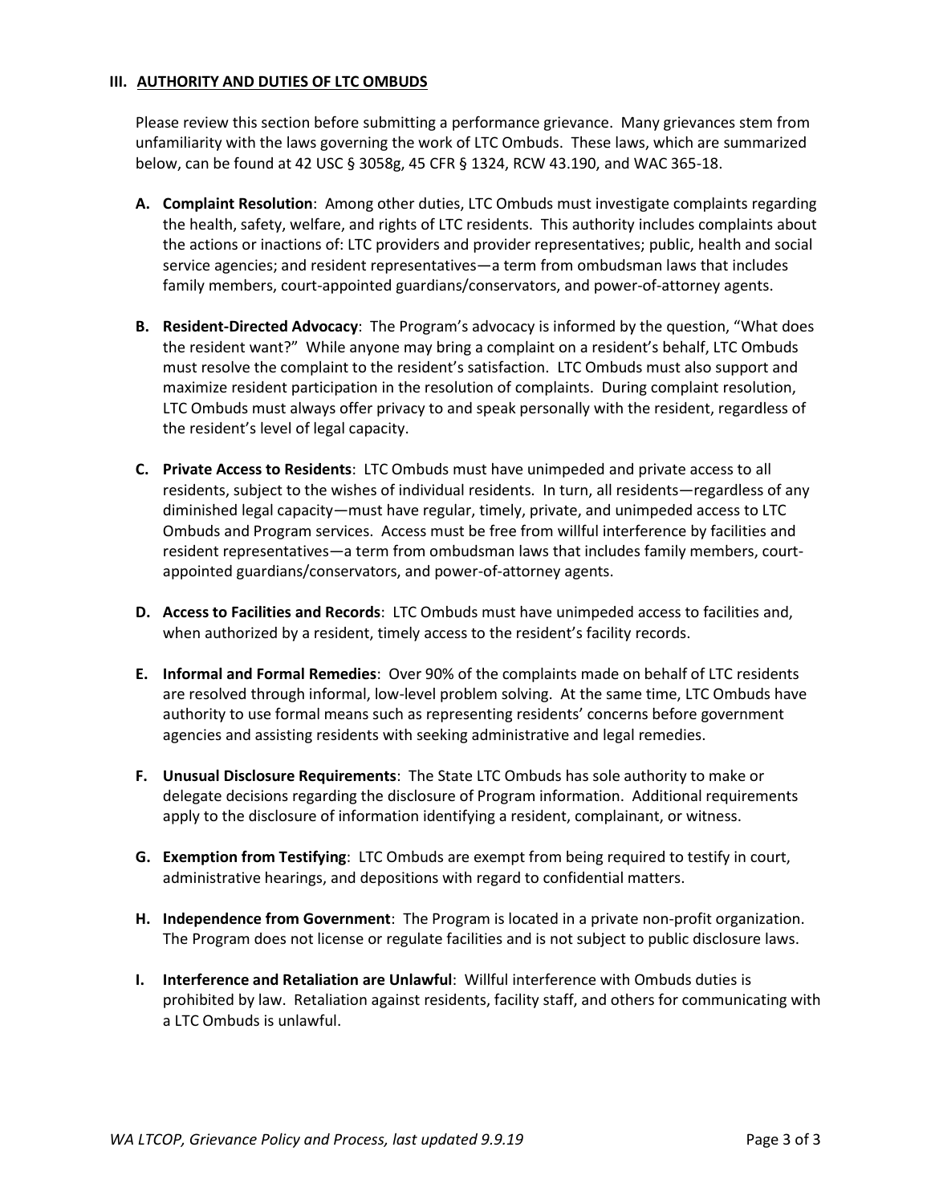## III. AUTHORITY AND DUTIES OF LTC OMBUDS

Please review this section before submitting a performance grievance. Many grievances stem from unfamiliarity with the laws governing the work of LTC Ombuds. These laws, which are summarized below, can be found at 42 USC § 3058g, 45 CFR § 1324, RCW 43.190, and WAC 365-18.

A. **Complaint Resolution**: Among other duties, LTC Ombuds must investigate complaints regarding the health, safety, welfare, and rights of LTC residents. This authority includes complaints about the actions or inactions of: LTC providers and provider representatives; public, health and social service agencies; and resident representatives—a term from ombudsman laws that includes family members, court-appointed guardians/conservators, and power-of-attorney agents.

B. **Resident-Directed Advocacy**: The Program's advocacy is informed by the question, "What does the resident want?" While anyone may bring a complaint on a resident's behalf, LTC Ombuds must resolve the complaint to the resident's satisfaction. LTC Ombuds must also support and maximize resident participation in the resolution of complaints. During complaint resolution, LTC Ombuds must always offer privacy to and speak personally with the resident, regardless of the resident's level of legal capacity.

C. **Private Access to Residents**: LTC Ombuds must have unimpeded and private access to all residents, subject to the wishes of individual residents. In turn, all residents—regardless of any diminished legal capacity—must have regular, timely, private, and unimpeded access to LTC Ombuds and Program services. Access must be free from willful interference by facilities and resident representatives—a term from ombudsman laws that includes family members, court-appointed guardians/conservators, and power-of-attorney agents.

D. **Access to Facilities and Records**: LTC Ombuds must have unimpeded access to facilities and, when authorized by a resident, timely access to the resident's facility records.

E. **Informal and Formal Remedies**: Over 90% of the complaints made on behalf of LTC residents are resolved through informal, low-level problem solving. At the same time, LTC Ombuds have authority to use formal means such as representing residents' concerns before government agencies and assisting residents with seeking administrative and legal remedies.

F. **Unusual Disclosure Requirements**: The State LTC Ombuds has sole authority to make or delegate decisions regarding the disclosure of Program information. Additional requirements apply to the disclosure of information identifying a resident, complainant, or witness.

G. **Exemption from Testifying**: LTC Ombuds are exempt from being required to testify in court, administrative hearings, and depositions with regard to confidential matters.

H. **Independence from Government**: The Program is located in a private non-profit organization. The Program does not license or regulate facilities and is not subject to public disclosure laws.

I. **Interference and Retaliation are Unlawful**: Willful interference with Ombuds duties is prohibited by law. Retaliation against residents, facility staff, and others for communicating with a LTC Ombuds is unlawful.